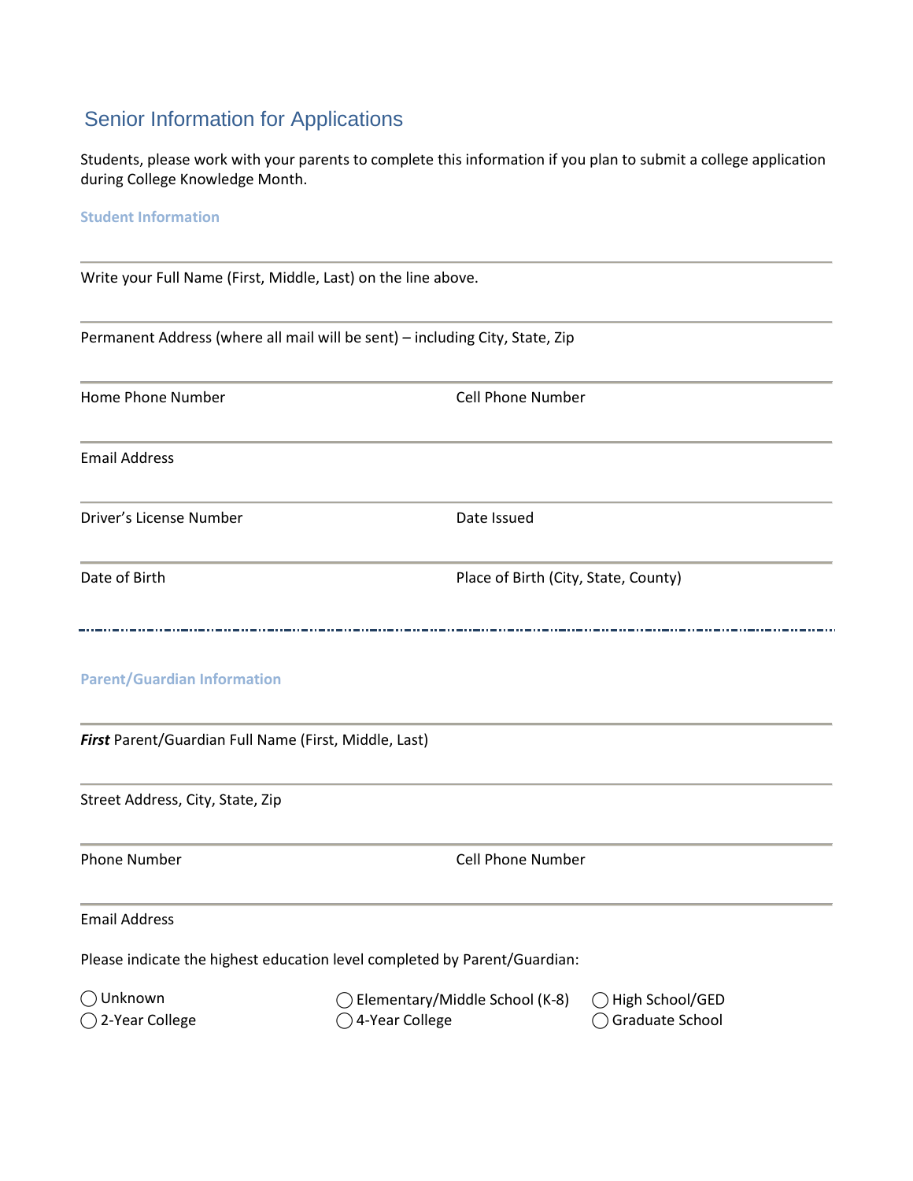# Senior Information for Applications

Students, please work with your parents to complete this information if you plan to submit a college application during College Knowledge Month.

### Student Information

---

Write your Full Name (First, Middle, Last) on the line above.

---

Permanent Address (where all mail will be sent) – including City, State, Zip

---

Home Phone Number | Cell Phone Number

---

Email Address

---

Driver's License Number | Date Issued

---

Date of Birth | Place of Birth (City, State, County)

---

### Parent/Guardian Information

---

***First*** Parent/Guardian Full Name (First, Middle, Last)

---

Street Address, City, State, Zip

---

Phone Number | Cell Phone Number

---

Email Address

Please indicate the highest education level completed by Parent/Guardian:

◯ Unknown
◯ Elementary/Middle School (K-8)
◯ High School/GED
◯ 2-Year College
◯ 4-Year College
◯ Graduate School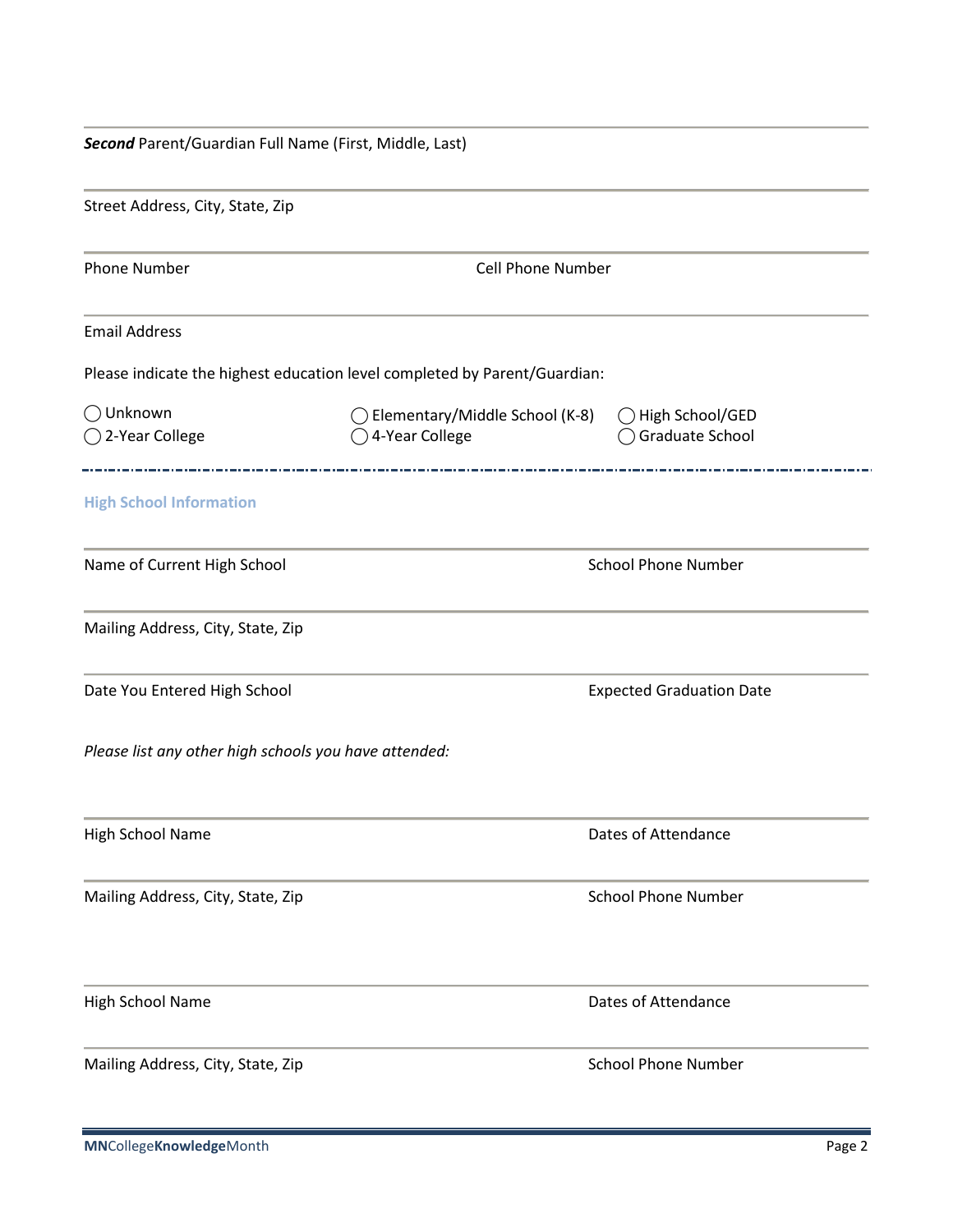***Second*** Parent/Guardian Full Name (First, Middle, Last)

Street Address, City, State, Zip

Phone Number | Cell Phone Number

Email Address

Please indicate the highest education level completed by Parent/Guardian:

◯ Unknown ◯ Elementary/Middle School (K-8) ◯ High School/GED
◯ 2-Year College ◯ 4-Year College ◯ Graduate School

---

## High School Information

Name of Current High School | School Phone Number

Mailing Address, City, State, Zip

Date You Entered High School | Expected Graduation Date

*Please list any other high schools you have attended:*

High School Name | Dates of Attendance

Mailing Address, City, State, Zip | School Phone Number

High School Name | Dates of Attendance

Mailing Address, City, State, Zip | School Phone Number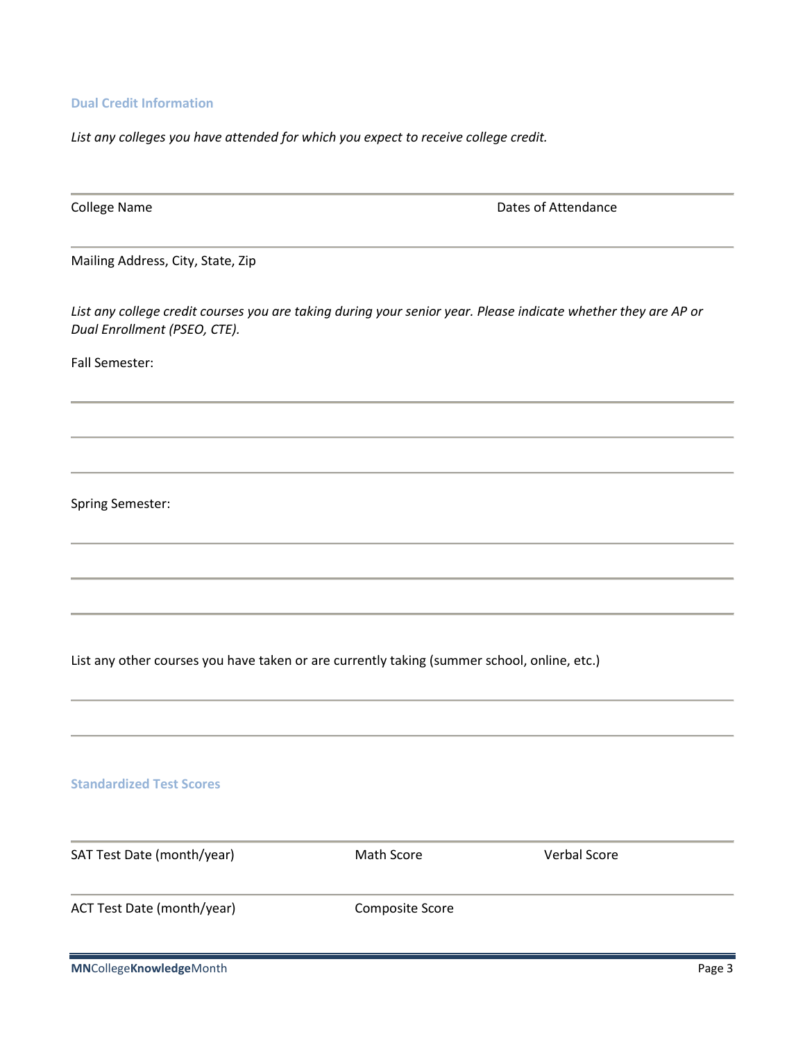## Dual Credit Information

*List any colleges you have attended for which you expect to receive college credit.*

College Name Dates of Attendance

Mailing Address, City, State, Zip

*List any college credit courses you are taking during your senior year. Please indicate whether they are AP or Dual Enrollment (PSEO, CTE).*

Fall Semester:

Spring Semester:

List any other courses you have taken or are currently taking (summer school, online, etc.)

## Standardized Test Scores

SAT Test Date (month/year) Math Score Verbal Score

ACT Test Date (month/year) Composite Score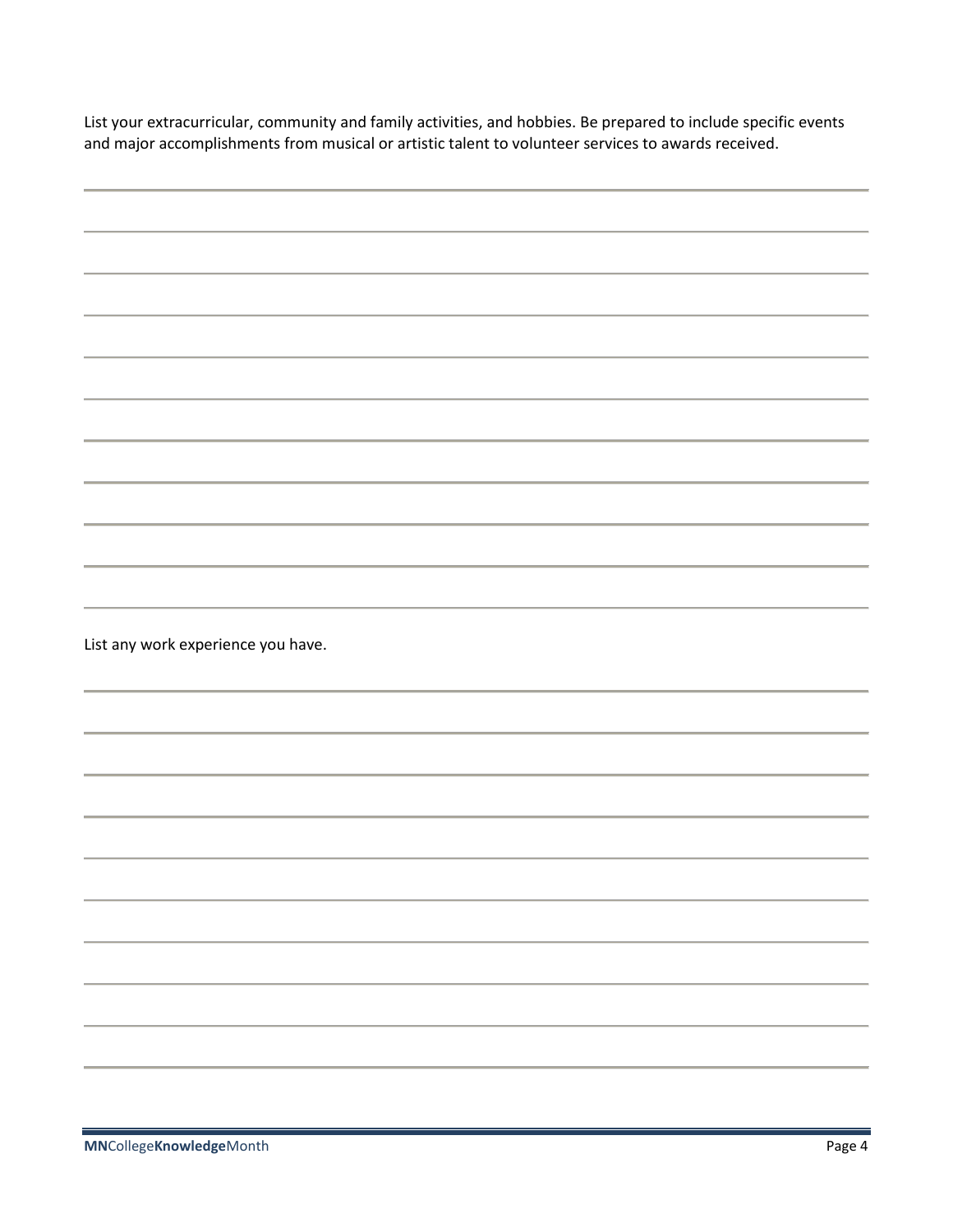List your extracurricular, community and family activities, and hobbies. Be prepared to include specific events and major accomplishments from musical or artistic talent to volunteer services to awards received.

List any work experience you have.